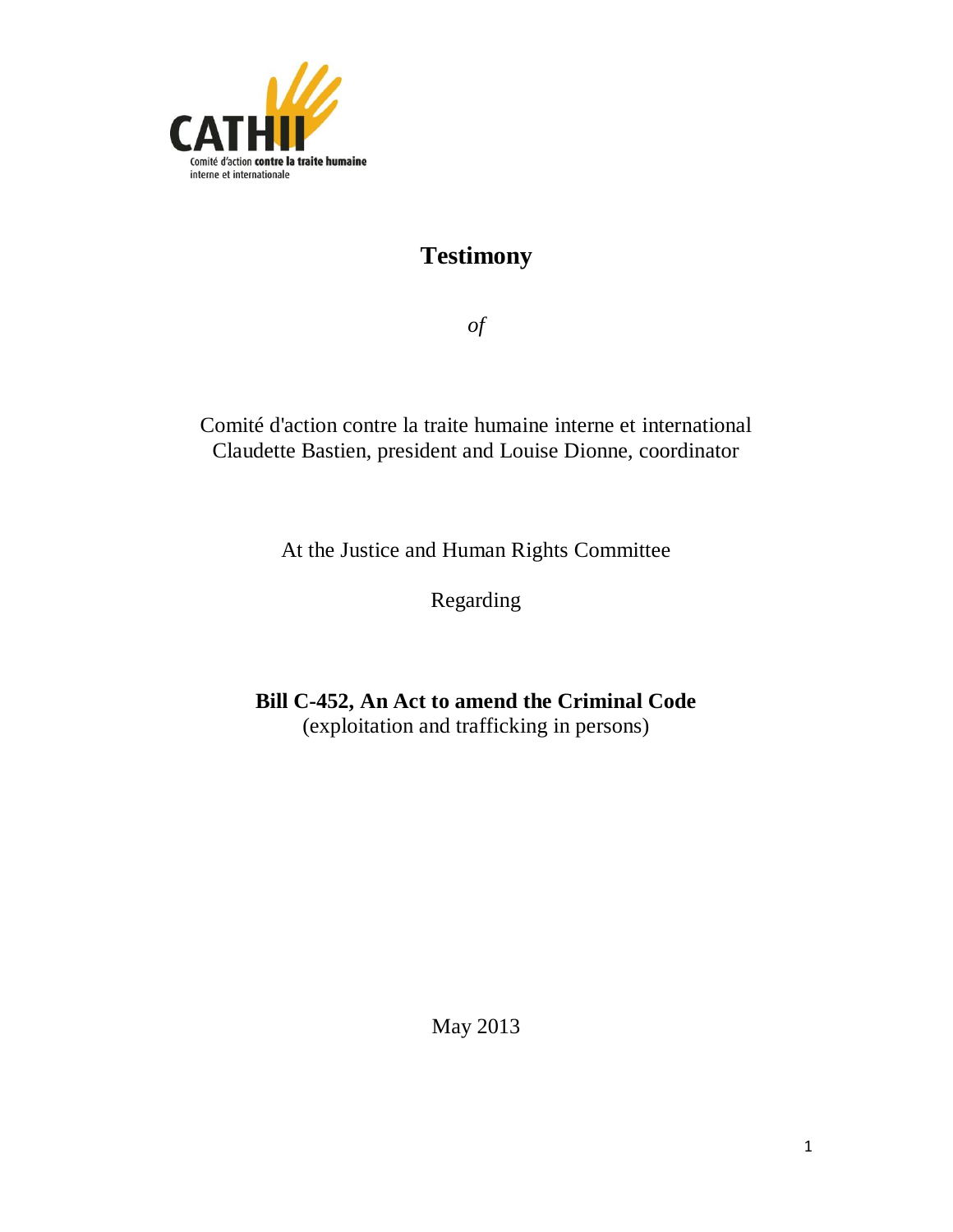CATHII

Comité d'action **contre la traite humaine** interne et internationale

# Testimony

*of*

Comité d'action contre la traite humaine interne et international
Claudette Bastien, president and Louise Dionne, coordinator

At the Justice and Human Rights Committee

Regarding

**Bill C-452, An Act to amend the Criminal Code**
(exploitation and trafficking in persons)

May 2013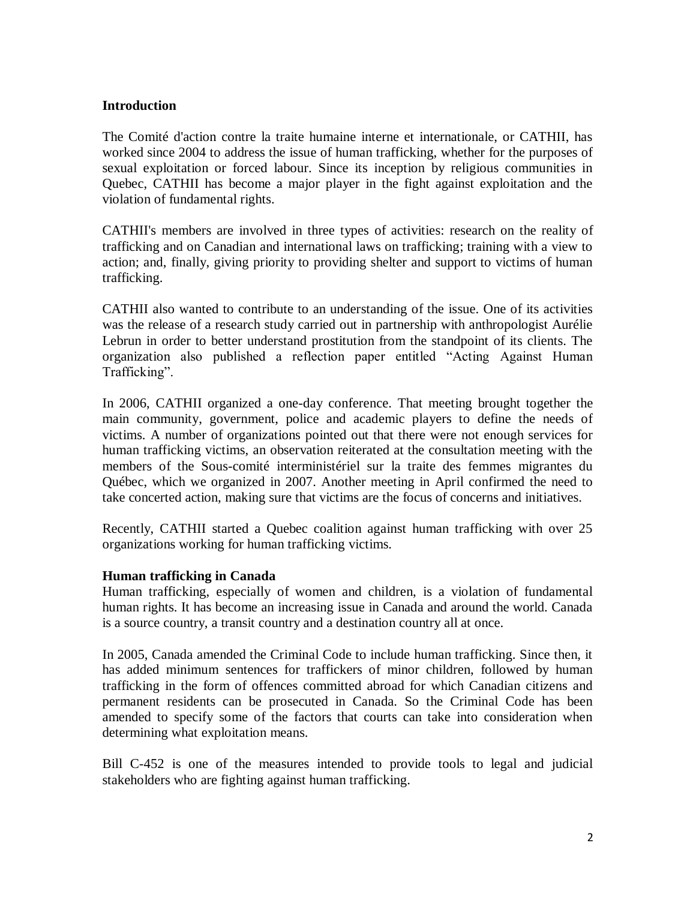## Introduction

The Comité d'action contre la traite humaine interne et internationale, or CATHII, has worked since 2004 to address the issue of human trafficking, whether for the purposes of sexual exploitation or forced labour. Since its inception by religious communities in Quebec, CATHII has become a major player in the fight against exploitation and the violation of fundamental rights.

CATHII's members are involved in three types of activities: research on the reality of trafficking and on Canadian and international laws on trafficking; training with a view to action; and, finally, giving priority to providing shelter and support to victims of human trafficking.

CATHII also wanted to contribute to an understanding of the issue. One of its activities was the release of a research study carried out in partnership with anthropologist Aurélie Lebrun in order to better understand prostitution from the standpoint of its clients. The organization also published a reflection paper entitled "Acting Against Human Trafficking".

In 2006, CATHII organized a one-day conference. That meeting brought together the main community, government, police and academic players to define the needs of victims. A number of organizations pointed out that there were not enough services for human trafficking victims, an observation reiterated at the consultation meeting with the members of the Sous-comité interministériel sur la traite des femmes migrantes du Québec, which we organized in 2007. Another meeting in April confirmed the need to take concerted action, making sure that victims are the focus of concerns and initiatives.

Recently, CATHII started a Quebec coalition against human trafficking with over 25 organizations working for human trafficking victims.

## Human trafficking in Canada

Human trafficking, especially of women and children, is a violation of fundamental human rights. It has become an increasing issue in Canada and around the world. Canada is a source country, a transit country and a destination country all at once.

In 2005, Canada amended the Criminal Code to include human trafficking. Since then, it has added minimum sentences for traffickers of minor children, followed by human trafficking in the form of offences committed abroad for which Canadian citizens and permanent residents can be prosecuted in Canada. So the Criminal Code has been amended to specify some of the factors that courts can take into consideration when determining what exploitation means.

Bill C-452 is one of the measures intended to provide tools to legal and judicial stakeholders who are fighting against human trafficking.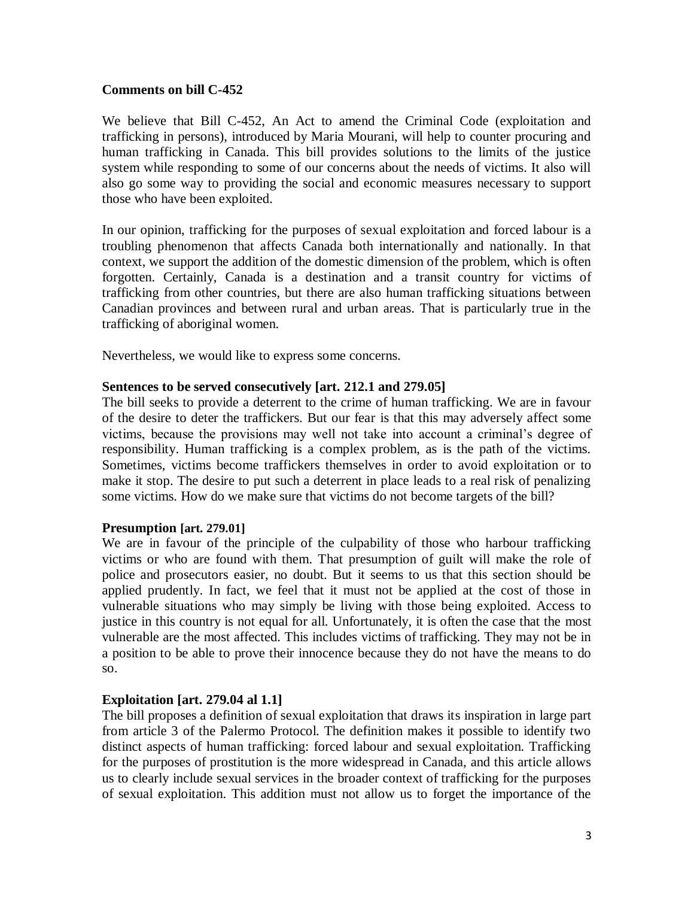**Comments on bill C-452**

We believe that Bill C-452, An Act to amend the Criminal Code (exploitation and trafficking in persons), introduced by Maria Mourani, will help to counter procuring and human trafficking in Canada. This bill provides solutions to the limits of the justice system while responding to some of our concerns about the needs of victims. It also will also go some way to providing the social and economic measures necessary to support those who have been exploited.

In our opinion, trafficking for the purposes of sexual exploitation and forced labour is a troubling phenomenon that affects Canada both internationally and nationally. In that context, we support the addition of the domestic dimension of the problem, which is often forgotten. Certainly, Canada is a destination and a transit country for victims of trafficking from other countries, but there are also human trafficking situations between Canadian provinces and between rural and urban areas. That is particularly true in the trafficking of aboriginal women.

Nevertheless, we would like to express some concerns.

**Sentences to be served consecutively [art. 212.1 and 279.05]**

The bill seeks to provide a deterrent to the crime of human trafficking. We are in favour of the desire to deter the traffickers. But our fear is that this may adversely affect some victims, because the provisions may well not take into account a criminal's degree of responsibility. Human trafficking is a complex problem, as is the path of the victims. Sometimes, victims become traffickers themselves in order to avoid exploitation or to make it stop. The desire to put such a deterrent in place leads to a real risk of penalizing some victims. How do we make sure that victims do not become targets of the bill?

**Presumption [art. 279.01]**

We are in favour of the principle of the culpability of those who harbour trafficking victims or who are found with them. That presumption of guilt will make the role of police and prosecutors easier, no doubt. But it seems to us that this section should be applied prudently. In fact, we feel that it must not be applied at the cost of those in vulnerable situations who may simply be living with those being exploited. Access to justice in this country is not equal for all. Unfortunately, it is often the case that the most vulnerable are the most affected. This includes victims of trafficking. They may not be in a position to be able to prove their innocence because they do not have the means to do so.

**Exploitation [art. 279.04 al 1.1]**

The bill proposes a definition of sexual exploitation that draws its inspiration in large part from article 3 of the Palermo Protocol. The definition makes it possible to identify two distinct aspects of human trafficking: forced labour and sexual exploitation. Trafficking for the purposes of prostitution is the more widespread in Canada, and this article allows us to clearly include sexual services in the broader context of trafficking for the purposes of sexual exploitation. This addition must not allow us to forget the importance of the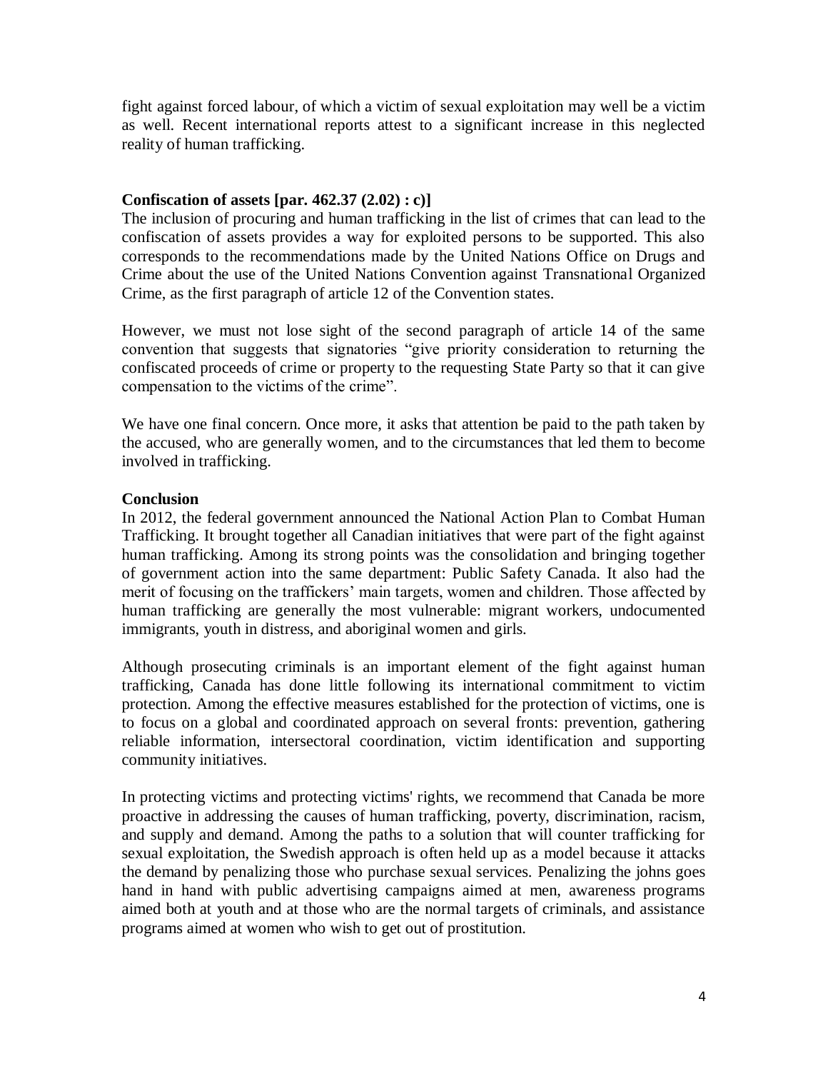fight against forced labour, of which a victim of sexual exploitation may well be a victim as well. Recent international reports attest to a significant increase in this neglected reality of human trafficking.

**Confiscation of assets [par. 462.37 (2.02) : c)]**

The inclusion of procuring and human trafficking in the list of crimes that can lead to the confiscation of assets provides a way for exploited persons to be supported. This also corresponds to the recommendations made by the United Nations Office on Drugs and Crime about the use of the United Nations Convention against Transnational Organized Crime, as the first paragraph of article 12 of the Convention states.

However, we must not lose sight of the second paragraph of article 14 of the same convention that suggests that signatories "give priority consideration to returning the confiscated proceeds of crime or property to the requesting State Party so that it can give compensation to the victims of the crime".

We have one final concern. Once more, it asks that attention be paid to the path taken by the accused, who are generally women, and to the circumstances that led them to become involved in trafficking.

**Conclusion**

In 2012, the federal government announced the National Action Plan to Combat Human Trafficking. It brought together all Canadian initiatives that were part of the fight against human trafficking. Among its strong points was the consolidation and bringing together of government action into the same department: Public Safety Canada. It also had the merit of focusing on the traffickers' main targets, women and children. Those affected by human trafficking are generally the most vulnerable: migrant workers, undocumented immigrants, youth in distress, and aboriginal women and girls.

Although prosecuting criminals is an important element of the fight against human trafficking, Canada has done little following its international commitment to victim protection. Among the effective measures established for the protection of victims, one is to focus on a global and coordinated approach on several fronts: prevention, gathering reliable information, intersectoral coordination, victim identification and supporting community initiatives.

In protecting victims and protecting victims' rights, we recommend that Canada be more proactive in addressing the causes of human trafficking, poverty, discrimination, racism, and supply and demand. Among the paths to a solution that will counter trafficking for sexual exploitation, the Swedish approach is often held up as a model because it attacks the demand by penalizing those who purchase sexual services. Penalizing the johns goes hand in hand with public advertising campaigns aimed at men, awareness programs aimed both at youth and at those who are the normal targets of criminals, and assistance programs aimed at women who wish to get out of prostitution.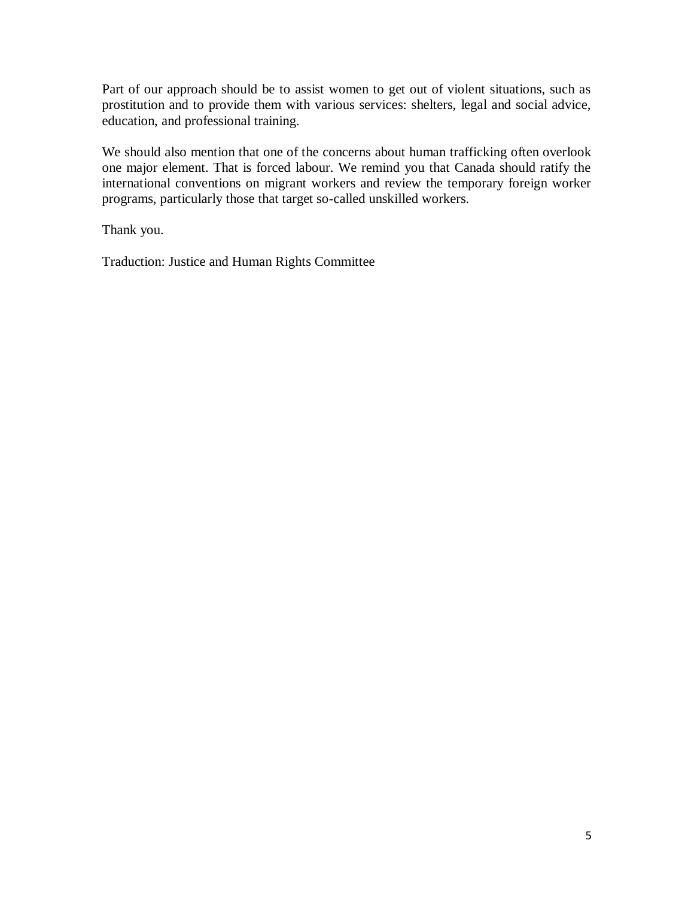Part of our approach should be to assist women to get out of violent situations, such as prostitution and to provide them with various services: shelters, legal and social advice, education, and professional training.

We should also mention that one of the concerns about human trafficking often overlook one major element. That is forced labour. We remind you that Canada should ratify the international conventions on migrant workers and review the temporary foreign worker programs, particularly those that target so-called unskilled workers.

Thank you.

Traduction: Justice and Human Rights Committee